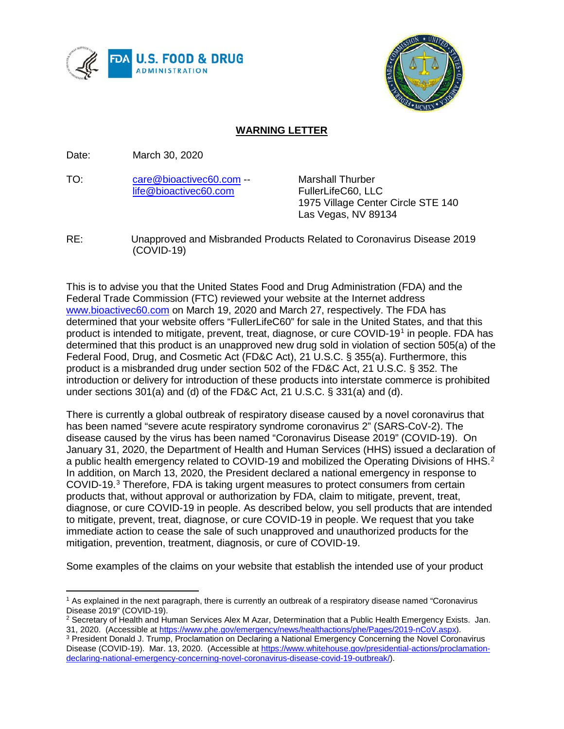**WARNING LETTER**

Date: March 30, 2020

TO: care@bioactivec60.com -- life@bioactivec60.com

Marshall Thurber
FullerLifeC60, LLC
1975 Village Center Circle STE 140
Las Vegas, NV 89134

RE: Unapproved and Misbranded Products Related to Coronavirus Disease 2019 (COVID-19)

This is to advise you that the United States Food and Drug Administration (FDA) and the Federal Trade Commission (FTC) reviewed your website at the Internet address www.bioactivec60.com on March 19, 2020 and March 27, respectively. The FDA has determined that your website offers "FullerLifeC60" for sale in the United States, and that this product is intended to mitigate, prevent, treat, diagnose, or cure COVID-19[1] in people. FDA has determined that this product is an unapproved new drug sold in violation of section 505(a) of the Federal Food, Drug, and Cosmetic Act (FD&C Act), 21 U.S.C. § 355(a). Furthermore, this product is a misbranded drug under section 502 of the FD&C Act, 21 U.S.C. § 352. The introduction or delivery for introduction of these products into interstate commerce is prohibited under sections 301(a) and (d) of the FD&C Act, 21 U.S.C. § 331(a) and (d).

There is currently a global outbreak of respiratory disease caused by a novel coronavirus that has been named "severe acute respiratory syndrome coronavirus 2" (SARS-CoV-2). The disease caused by the virus has been named "Coronavirus Disease 2019" (COVID-19). On January 31, 2020, the Department of Health and Human Services (HHS) issued a declaration of a public health emergency related to COVID-19 and mobilized the Operating Divisions of HHS.[2] In addition, on March 13, 2020, the President declared a national emergency in response to COVID-19.[3] Therefore, FDA is taking urgent measures to protect consumers from certain products that, without approval or authorization by FDA, claim to mitigate, prevent, treat, diagnose, or cure COVID-19 in people. As described below, you sell products that are intended to mitigate, prevent, treat, diagnose, or cure COVID-19 in people. We request that you take immediate action to cease the sale of such unapproved and unauthorized products for the mitigation, prevention, treatment, diagnosis, or cure of COVID-19.

Some examples of the claims on your website that establish the intended use of your product

---

[1] As explained in the next paragraph, there is currently an outbreak of a respiratory disease named "Coronavirus Disease 2019" (COVID-19).

[2] Secretary of Health and Human Services Alex M Azar, Determination that a Public Health Emergency Exists. Jan. 31, 2020. (Accessible at https://www.phe.gov/emergency/news/healthactions/phe/Pages/2019-nCoV.aspx).

[3] President Donald J. Trump, Proclamation on Declaring a National Emergency Concerning the Novel Coronavirus Disease (COVID-19). Mar. 13, 2020. (Accessible at https://www.whitehouse.gov/presidential-actions/proclamation-declaring-national-emergency-concerning-novel-coronavirus-disease-covid-19-outbreak/).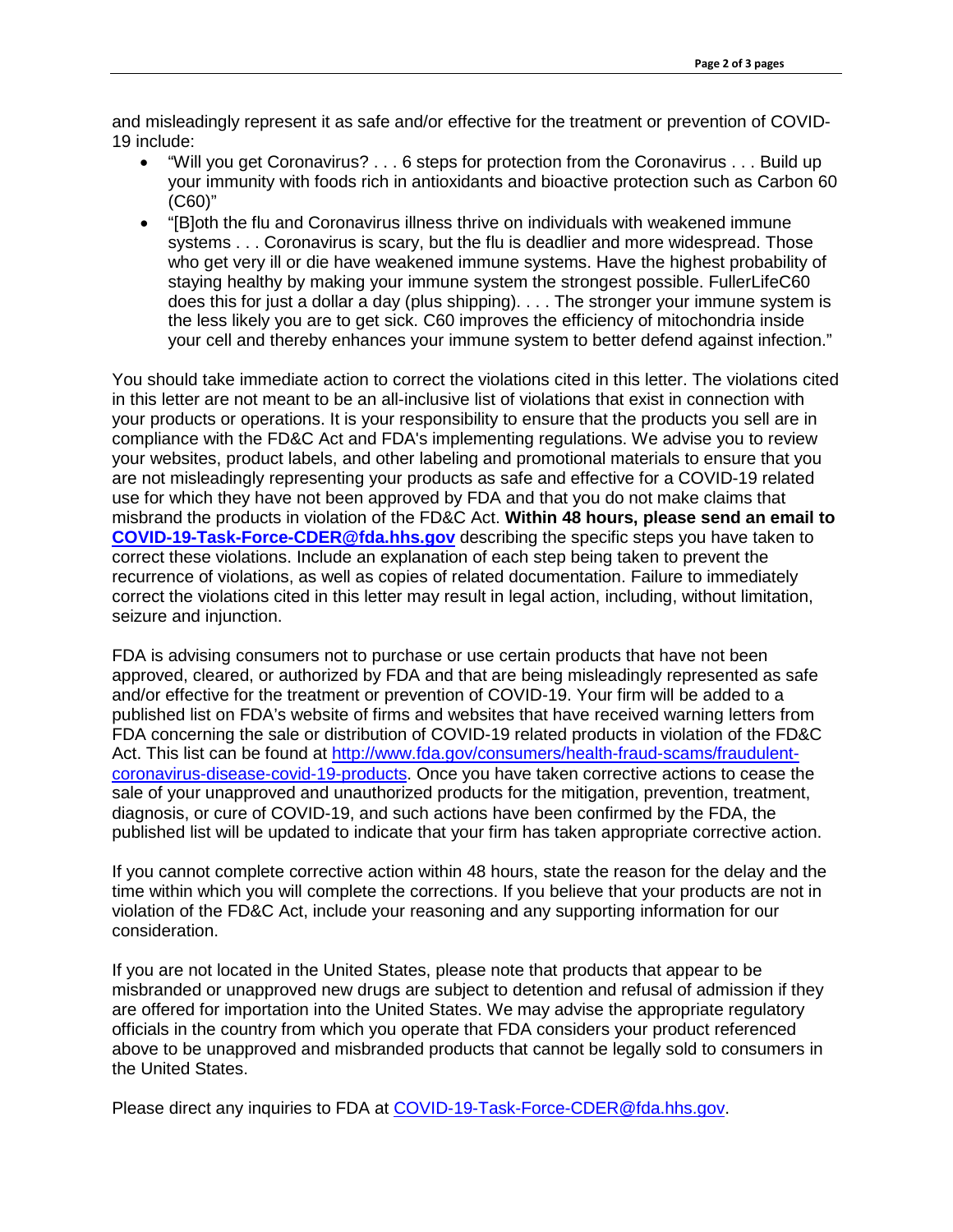and misleadingly represent it as safe and/or effective for the treatment or prevention of COVID-19 include:

- "Will you get Coronavirus? . . . 6 steps for protection from the Coronavirus . . . Build up your immunity with foods rich in antioxidants and bioactive protection such as Carbon 60 (C60)"
- "[B]oth the flu and Coronavirus illness thrive on individuals with weakened immune systems . . . Coronavirus is scary, but the flu is deadlier and more widespread. Those who get very ill or die have weakened immune systems. Have the highest probability of staying healthy by making your immune system the strongest possible. FullerLifeC60 does this for just a dollar a day (plus shipping). . . . The stronger your immune system is the less likely you are to get sick. C60 improves the efficiency of mitochondria inside your cell and thereby enhances your immune system to better defend against infection."

You should take immediate action to correct the violations cited in this letter. The violations cited in this letter are not meant to be an all-inclusive list of violations that exist in connection with your products or operations. It is your responsibility to ensure that the products you sell are in compliance with the FD&C Act and FDA's implementing regulations. We advise you to review your websites, product labels, and other labeling and promotional materials to ensure that you are not misleadingly representing your products as safe and effective for a COVID-19 related use for which they have not been approved by FDA and that you do not make claims that misbrand the products in violation of the FD&C Act. **Within 48 hours, please send an email to [COVID-19-Task-Force-CDER@fda.hhs.gov](mailto:COVID-19-Task-Force-CDER@fda.hhs.gov)** describing the specific steps you have taken to correct these violations. Include an explanation of each step being taken to prevent the recurrence of violations, as well as copies of related documentation. Failure to immediately correct the violations cited in this letter may result in legal action, including, without limitation, seizure and injunction.

FDA is advising consumers not to purchase or use certain products that have not been approved, cleared, or authorized by FDA and that are being misleadingly represented as safe and/or effective for the treatment or prevention of COVID-19. Your firm will be added to a published list on FDA's website of firms and websites that have received warning letters from FDA concerning the sale or distribution of COVID-19 related products in violation of the FD&C Act. This list can be found at [http://www.fda.gov/consumers/health-fraud-scams/fraudulent-coronavirus-disease-covid-19-products](http://www.fda.gov/consumers/health-fraud-scams/fraudulent-coronavirus-disease-covid-19-products). Once you have taken corrective actions to cease the sale of your unapproved and unauthorized products for the mitigation, prevention, treatment, diagnosis, or cure of COVID-19, and such actions have been confirmed by the FDA, the published list will be updated to indicate that your firm has taken appropriate corrective action.

If you cannot complete corrective action within 48 hours, state the reason for the delay and the time within which you will complete the corrections. If you believe that your products are not in violation of the FD&C Act, include your reasoning and any supporting information for our consideration.

If you are not located in the United States, please note that products that appear to be misbranded or unapproved new drugs are subject to detention and refusal of admission if they are offered for importation into the United States. We may advise the appropriate regulatory officials in the country from which you operate that FDA considers your product referenced above to be unapproved and misbranded products that cannot be legally sold to consumers in the United States.

Please direct any inquiries to FDA at [COVID-19-Task-Force-CDER@fda.hhs.gov](mailto:COVID-19-Task-Force-CDER@fda.hhs.gov).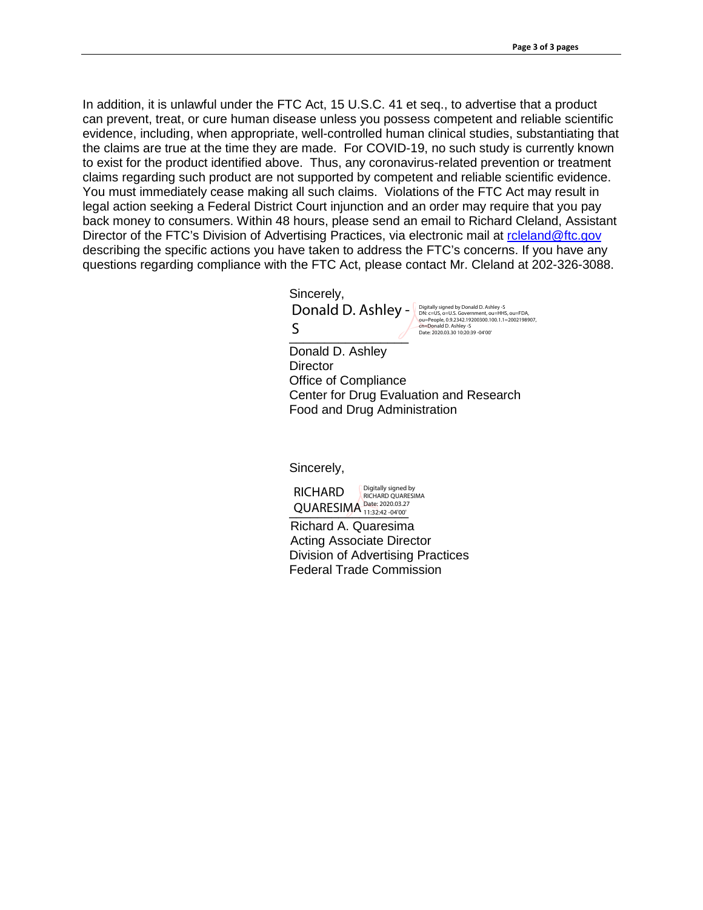In addition, it is unlawful under the FTC Act, 15 U.S.C. 41 et seq., to advertise that a product can prevent, treat, or cure human disease unless you possess competent and reliable scientific evidence, including, when appropriate, well-controlled human clinical studies, substantiating that the claims are true at the time they are made. For COVID-19, no such study is currently known to exist for the product identified above. Thus, any coronavirus-related prevention or treatment claims regarding such product are not supported by competent and reliable scientific evidence. You must immediately cease making all such claims. Violations of the FTC Act may result in legal action seeking a Federal District Court injunction and an order may require that you pay back money to consumers. Within 48 hours, please send an email to Richard Cleland, Assistant Director of the FTC's Division of Advertising Practices, via electronic mail at rcleland@ftc.gov describing the specific actions you have taken to address the FTC's concerns. If you have any questions regarding compliance with the FTC Act, please contact Mr. Cleland at 202-326-3088.

Sincerely,

Donald D. Ashley -S

Digitally signed by Donald D. Ashley -S
DN: c=US, o=U.S. Government, ou=HHS, ou=FDA, ou=People, 0.9.2342.19200300.100.1.1=2002198907, cn=Donald D. Ashley -S
Date: 2020.03.30 10:20:39 -04'00'

Donald D. Ashley
Director
Office of Compliance
Center for Drug Evaluation and Research
Food and Drug Administration

Sincerely,

RICHARD QUARESIMA

Digitally signed by RICHARD QUARESIMA
Date: 2020.03.27 11:32:42 -04'00'

Richard A. Quaresima
Acting Associate Director
Division of Advertising Practices
Federal Trade Commission